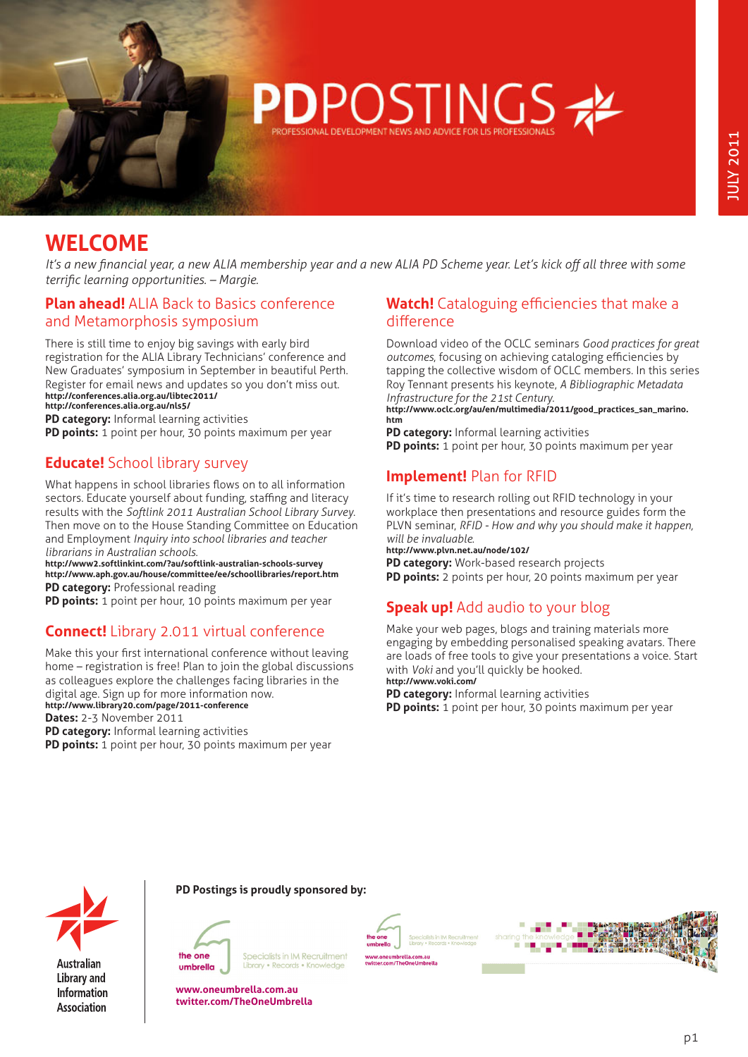# PDPOSTINGS

PROFESSIONAL DEVELOPMENT NEWS AND ADVICE FOR LIS PROFESSIONALS

JULY 2011

## WELCOME

*It's a new financial year, a new ALIA membership year and a new ALIA PD Scheme year. Let's kick off all three with some terrific learning opportunities. – Margie.*

### Plan ahead! ALIA Back to Basics conference and Metamorphosis symposium

There is still time to enjoy big savings with early bird registration for the ALIA Library Technicians' conference and New Graduates' symposium in September in beautiful Perth. Register for email news and updates so you don't miss out.
**http://conferences.alia.org.au/libtec2011/**
**http://conferences.alia.org.au/nls5/**
**PD category:** Informal learning activities
**PD points:** 1 point per hour, 30 points maximum per year

### Educate! School library survey

What happens in school libraries flows on to all information sectors. Educate yourself about funding, staffing and literacy results with the *Softlink 2011 Australian School Library Survey*. Then move on to the House Standing Committee on Education and Employment *Inquiry into school libraries and teacher librarians in Australian schools.*
**http://www2.softlinkint.com/?au/softlink-australian-schools-survey**
**http://www.aph.gov.au/house/committee/ee/schoollibraries/report.htm**
**PD category:** Professional reading
**PD points:** 1 point per hour, 10 points maximum per year

### Connect! Library 2.011 virtual conference

Make this your first international conference without leaving home – registration is free! Plan to join the global discussions as colleagues explore the challenges facing libraries in the digital age. Sign up for more information now.
**http://www.library20.com/page/2011-conference**
**Dates:** 2-3 November 2011
**PD category:** Informal learning activities
**PD points:** 1 point per hour, 30 points maximum per year

### Watch! Cataloguing efficiencies that make a difference

Download video of the OCLC seminars *Good practices for great outcomes*, focusing on achieving cataloging efficiencies by tapping the collective wisdom of OCLC members. In this series Roy Tennant presents his keynote, *A Bibliographic Metadata Infrastructure for the 21st Century.*
**http://www.oclc.org/au/en/multimedia/2011/good_practices_san_marino.htm**
**PD category:** Informal learning activities
**PD points:** 1 point per hour, 30 points maximum per year

### Implement! Plan for RFID

If it's time to research rolling out RFID technology in your workplace then presentations and resource guides form the PLVN seminar, *RFID - How and why you should make it happen, will be invaluable.*
**http://www.plvn.net.au/node/102/**
**PD category:** Work-based research projects
**PD points:** 2 points per hour, 20 points maximum per year

### Speak up! Add audio to your blog

Make your web pages, blogs and training materials more engaging by embedding personalised speaking avatars. There are loads of free tools to give your presentations a voice. Start with *Voki* and you'll quickly be hooked.
**http://www.voki.com/**
**PD category:** Informal learning activities
**PD points:** 1 point per hour, 30 points maximum per year

---

Australian Library and Information Association

**PD Postings is proudly sponsored by:**

the one umbrella — Specialists in IM Recruitment — Library • Records • Knowledge

**www.oneumbrella.com.au**
**twitter.com/TheOneUmbrella**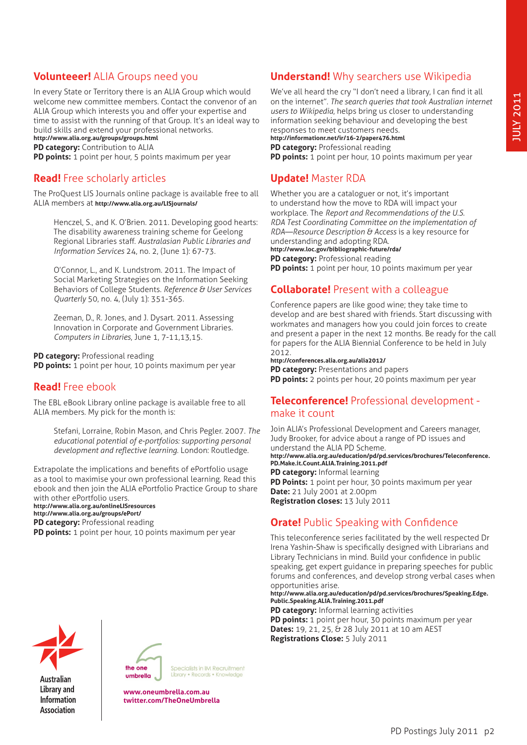## **Volunteeer!** ALIA Groups need you

In every State or Territory there is an ALIA Group which would welcome new committee members. Contact the convenor of an ALIA Group which interests you and offer your expertise and time to assist with the running of that Group. It's an ideal way to build skills and extend your professional networks.
**http://www.alia.org.au/groups/groups.html**
**PD category:** Contribution to ALIA
**PD points:** 1 point per hour, 5 points maximum per year

## **Read!** Free scholarly articles

The ProQuest LIS Journals online package is available free to all ALIA members at **http://www.alia.org.au/LISjournals/**

> Henczel, S., and K. O'Brien. 2011. Developing good hearts: The disability awareness training scheme for Geelong Regional Libraries staff. *Australasian Public Libraries and Information Services* 24, no. 2, (June 1): 67-73.
>
> O'Connor, L., and K. Lundstrom. 2011. The Impact of Social Marketing Strategies on the Information Seeking Behaviors of College Students. *Reference & User Services Quarterly* 50, no. 4, (July 1): 351-365.
>
> Zeeman, D., R. Jones, and J. Dysart. 2011. Assessing Innovation in Corporate and Government Libraries. *Computers in Libraries*, June 1, 7-11,13,15.

**PD category:** Professional reading
**PD points:** 1 point per hour, 10 points maximum per year

## **Read!** Free ebook

The EBL eBook Library online package is available free to all ALIA members. My pick for the month is:

> Stefani, Lorraine, Robin Mason, and Chris Pegler. 2007. *The educational potential of e-portfolios: supporting personal development and reflective learning.* London: Routledge.

Extrapolate the implications and benefits of ePortfolio usage as a tool to maximise your own professional learning. Read this ebook and then join the ALIA ePortfolio Practice Group to share with other ePortfolio users.
**http://www.alia.org.au/onlineLISresources**
**http://www.alia.org.au/groups/ePort/**
**PD category:** Professional reading
**PD points:** 1 point per hour, 10 points maximum per year

## **Understand!** Why searchers use Wikipedia

We've all heard the cry "I don't need a library, I can find it all on the internet". *The search queries that took Australian internet users to Wikipedia*, helps bring us closer to understanding information seeking behaviour and developing the best responses to meet customers needs.
**http://informationr.net/ir/16-2/paper476.html**
**PD category:** Professional reading
**PD points:** 1 point per hour, 10 points maximum per year

## **Update!** Master RDA

Whether you are a cataloguer or not, it's important to understand how the move to RDA will impact your workplace. The *Report and Recommendations of the U.S. RDA Test Coordinating Committee on the implementation of RDA—Resource Description & Access* is a key resource for understanding and adopting RDA.
**http://www.loc.gov/bibliographic-future/rda/**
**PD category:** Professional reading
**PD points:** 1 point per hour, 10 points maximum per year

## **Collaborate!** Present with a colleague

Conference papers are like good wine; they take time to develop and are best shared with friends. Start discussing with workmates and managers how you could join forces to create and present a paper in the next 12 months. Be ready for the call for papers for the ALIA Biennial Conference to be held in July 2012.
**http://conferences.alia.org.au/alia2012/**
**PD category:** Presentations and papers
**PD points:** 2 points per hour, 20 points maximum per year

## **Teleconference!** Professional development - make it count

Join ALIA's Professional Development and Careers manager, Judy Brooker, for advice about a range of PD issues and understand the ALIA PD Scheme.
**http://www.alia.org.au/education/pd/pd.services/brochures/Teleconference.PD.Make.it.Count.ALIA.Training.2011.pdf**
**PD category:** Informal learning
**PD Points:** 1 point per hour, 30 points maximum per year
**Date:** 21 July 2001 at 2.00pm
**Registration closes:** 13 July 2011

## **Orate!** Public Speaking with Confidence

This teleconference series facilitated by the well respected Dr Irena Yashin-Shaw is specifically designed with Librarians and Library Technicians in mind. Build your confidence in public speaking, get expert guidance in preparing speeches for public forums and conferences, and develop strong verbal cases when opportunities arise.
**http://www.alia.org.au/education/pd/pd.services/brochures/Speaking.Edge.Public.Speaking.ALIA.Training.2011.pdf**
**PD category:** Informal learning activities
**PD points:** 1 point per hour, 30 points maximum per year
**Dates:** 19, 21, 25, & 28 July 2011 at 10 am AEST
**Registrations Close:** 5 July 2011

Australian Library and Information Association

the one umbrella — Specialists in IM Recruitment — Library • Records • Knowledge

**www.oneumbrella.com.au**
**twitter.com/TheOneUmbrella**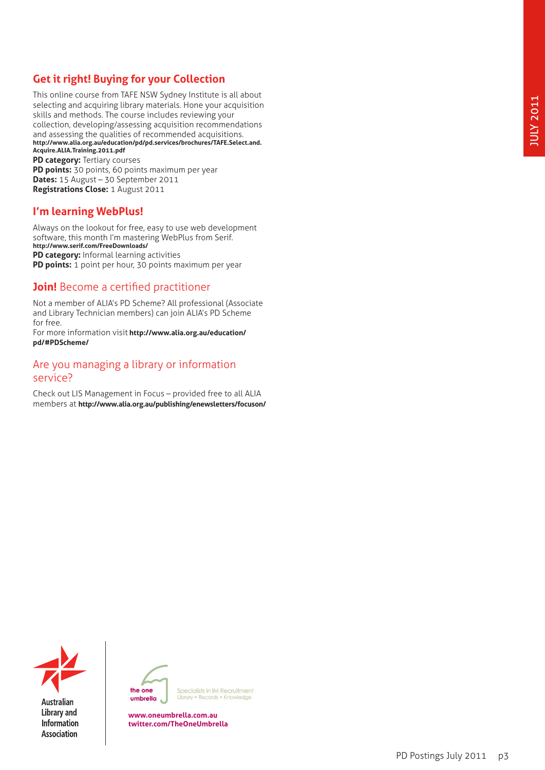## Get it right! Buying for your Collection

This online course from TAFE NSW Sydney Institute is all about selecting and acquiring library materials. Hone your acquisition skills and methods. The course includes reviewing your collection, developing/assessing acquisition recommendations and assessing the qualities of recommended acquisitions.
**http://www.alia.org.au/education/pd/pd.services/brochures/TAFE.Select.and.Acquire.ALIA.Training.2011.pdf**

**PD category:** Tertiary courses
**PD points:** 30 points, 60 points maximum per year
**Dates:** 15 August – 30 September 2011
**Registrations Close:** 1 August 2011

## I'm learning WebPlus!

Always on the lookout for free, easy to use web development software, this month I'm mastering WebPlus from Serif.
**http://www.serif.com/FreeDownloads/**

**PD category:** Informal learning activities
**PD points:** 1 point per hour, 30 points maximum per year

## **Join!** Become a certified practitioner

Not a member of ALIA's PD Scheme? All professional (Associate and Library Technician members) can join ALIA's PD Scheme for free.
For more information visit **http://www.alia.org.au/education/pd/#PDScheme/**

## Are you managing a library or information service?

Check out LIS Management in Focus – provided free to all ALIA members at **http://www.alia.org.au/publishing/enewsletters/focuson/**

Australian Library and Information Association

the one umbrella
Specialists in IM Recruitment
Library • Records • Knowledge

**www.oneumbrella.com.au**
**twitter.com/TheOneUmbrella**